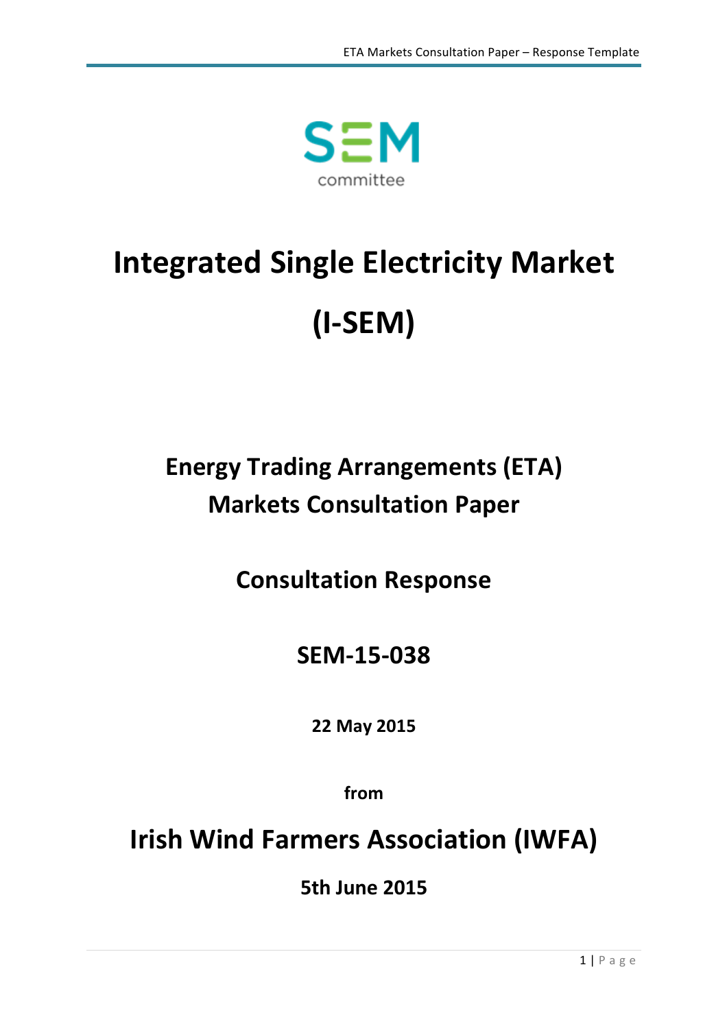SEM committee

# Integrated Single Electricity Market

# (I-SEM)

## Energy Trading Arrangements (ETA) Markets Consultation Paper

## Consultation Response

## SEM-15-038

**22 May 2015**

**from**

# Irish Wind Farmers Association (IWFA)

**5th June 2015**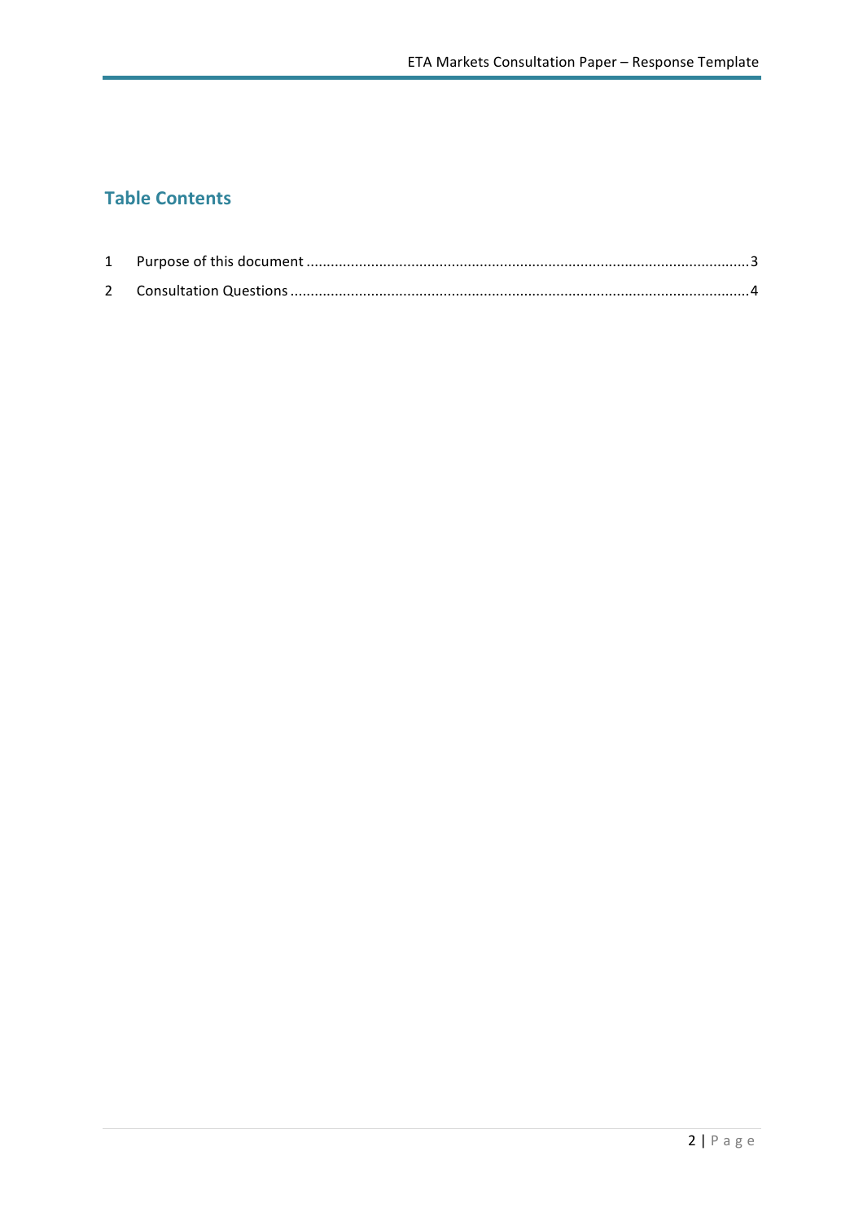## Table Contents

1 Purpose of this document ......................................................................................................3

2 Consultation Questions ..........................................................................................................4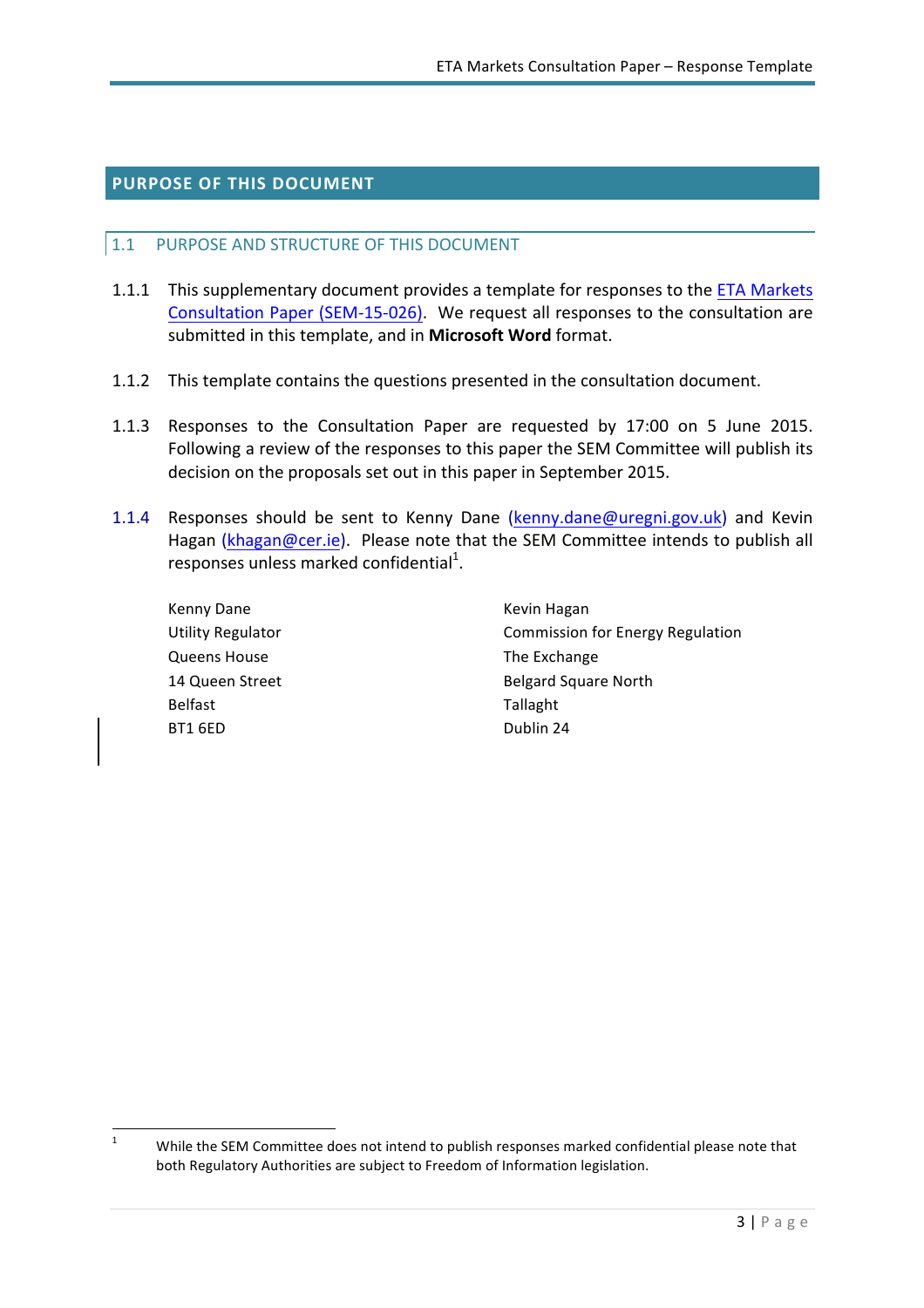# PURPOSE OF THIS DOCUMENT

## 1.1 PURPOSE AND STRUCTURE OF THIS DOCUMENT

1.1.1 This supplementary document provides a template for responses to the ETA Markets Consultation Paper (SEM-15-026). We request all responses to the consultation are submitted in this template, and in **Microsoft Word** format.

1.1.2 This template contains the questions presented in the consultation document.

1.1.3 Responses to the Consultation Paper are requested by 17:00 on 5 June 2015. Following a review of the responses to this paper the SEM Committee will publish its decision on the proposals set out in this paper in September 2015.

1.1.4 Responses should be sent to Kenny Dane (kenny.dane@uregni.gov.uk) and Kevin Hagan (khagan@cer.ie). Please note that the SEM Committee intends to publish all responses unless marked confidential[1].

Kenny Dane
Utility Regulator
Queens House
14 Queen Street
Belfast
BT1 6ED

Kevin Hagan
Commission for Energy Regulation
The Exchange
Belgard Square North
Tallaght
Dublin 24

---

[1] While the SEM Committee does not intend to publish responses marked confidential please note that both Regulatory Authorities are subject to Freedom of Information legislation.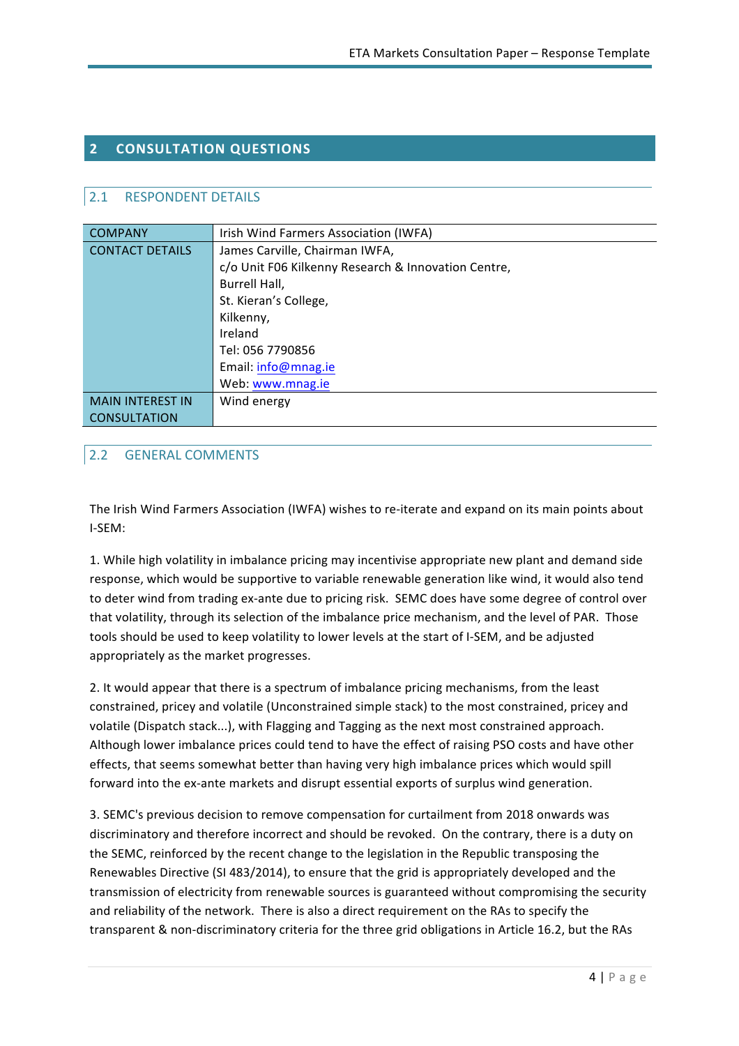## 2 CONSULTATION QUESTIONS

### 2.1 RESPONDENT DETAILS

| COMPANY | Irish Wind Farmers Association (IWFA) |
|---|---|
| CONTACT DETAILS | James Carville, Chairman IWFA,<br>c/o Unit F06 Kilkenny Research & Innovation Centre,<br>Burrell Hall,<br>St. Kieran's College,<br>Kilkenny,<br>Ireland<br>Tel: 056 7790856<br>Email: info@mnag.ie<br>Web: www.mnag.ie |
| MAIN INTEREST IN CONSULTATION | Wind energy |

### 2.2 GENERAL COMMENTS

The Irish Wind Farmers Association (IWFA) wishes to re-iterate and expand on its main points about I-SEM:

1. While high volatility in imbalance pricing may incentivise appropriate new plant and demand side response, which would be supportive to variable renewable generation like wind, it would also tend to deter wind from trading ex-ante due to pricing risk. SEMC does have some degree of control over that volatility, through its selection of the imbalance price mechanism, and the level of PAR. Those tools should be used to keep volatility to lower levels at the start of I-SEM, and be adjusted appropriately as the market progresses.

2. It would appear that there is a spectrum of imbalance pricing mechanisms, from the least constrained, pricey and volatile (Unconstrained simple stack) to the most constrained, pricey and volatile (Dispatch stack...), with Flagging and Tagging as the next most constrained approach. Although lower imbalance prices could tend to have the effect of raising PSO costs and have other effects, that seems somewhat better than having very high imbalance prices which would spill forward into the ex-ante markets and disrupt essential exports of surplus wind generation.

3. SEMC's previous decision to remove compensation for curtailment from 2018 onwards was discriminatory and therefore incorrect and should be revoked. On the contrary, there is a duty on the SEMC, reinforced by the recent change to the legislation in the Republic transposing the Renewables Directive (SI 483/2014), to ensure that the grid is appropriately developed and the transmission of electricity from renewable sources is guaranteed without compromising the security and reliability of the network. There is also a direct requirement on the RAs to specify the transparent & non-discriminatory criteria for the three grid obligations in Article 16.2, but the RAs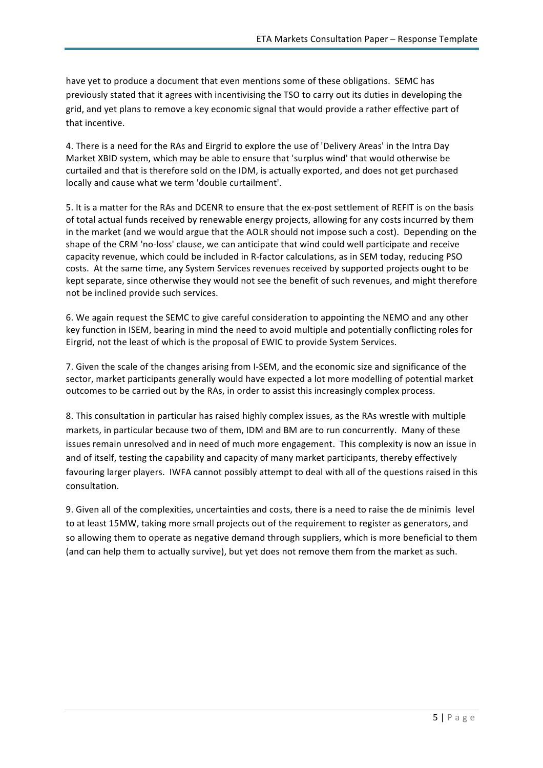have yet to produce a document that even mentions some of these obligations. SEMC has previously stated that it agrees with incentivising the TSO to carry out its duties in developing the grid, and yet plans to remove a key economic signal that would provide a rather effective part of that incentive.

4. There is a need for the RAs and Eirgrid to explore the use of 'Delivery Areas' in the Intra Day Market XBID system, which may be able to ensure that 'surplus wind' that would otherwise be curtailed and that is therefore sold on the IDM, is actually exported, and does not get purchased locally and cause what we term 'double curtailment'.

5. It is a matter for the RAs and DCENR to ensure that the ex-post settlement of REFIT is on the basis of total actual funds received by renewable energy projects, allowing for any costs incurred by them in the market (and we would argue that the AOLR should not impose such a cost). Depending on the shape of the CRM 'no-loss' clause, we can anticipate that wind could well participate and receive capacity revenue, which could be included in R-factor calculations, as in SEM today, reducing PSO costs. At the same time, any System Services revenues received by supported projects ought to be kept separate, since otherwise they would not see the benefit of such revenues, and might therefore not be inclined provide such services.

6. We again request the SEMC to give careful consideration to appointing the NEMO and any other key function in ISEM, bearing in mind the need to avoid multiple and potentially conflicting roles for Eirgrid, not the least of which is the proposal of EWIC to provide System Services.

7. Given the scale of the changes arising from I-SEM, and the economic size and significance of the sector, market participants generally would have expected a lot more modelling of potential market outcomes to be carried out by the RAs, in order to assist this increasingly complex process.

8. This consultation in particular has raised highly complex issues, as the RAs wrestle with multiple markets, in particular because two of them, IDM and BM are to run concurrently. Many of these issues remain unresolved and in need of much more engagement. This complexity is now an issue in and of itself, testing the capability and capacity of many market participants, thereby effectively favouring larger players. IWFA cannot possibly attempt to deal with all of the questions raised in this consultation.

9. Given all of the complexities, uncertainties and costs, there is a need to raise the de minimis level to at least 15MW, taking more small projects out of the requirement to register as generators, and so allowing them to operate as negative demand through suppliers, which is more beneficial to them (and can help them to actually survive), but yet does not remove them from the market as such.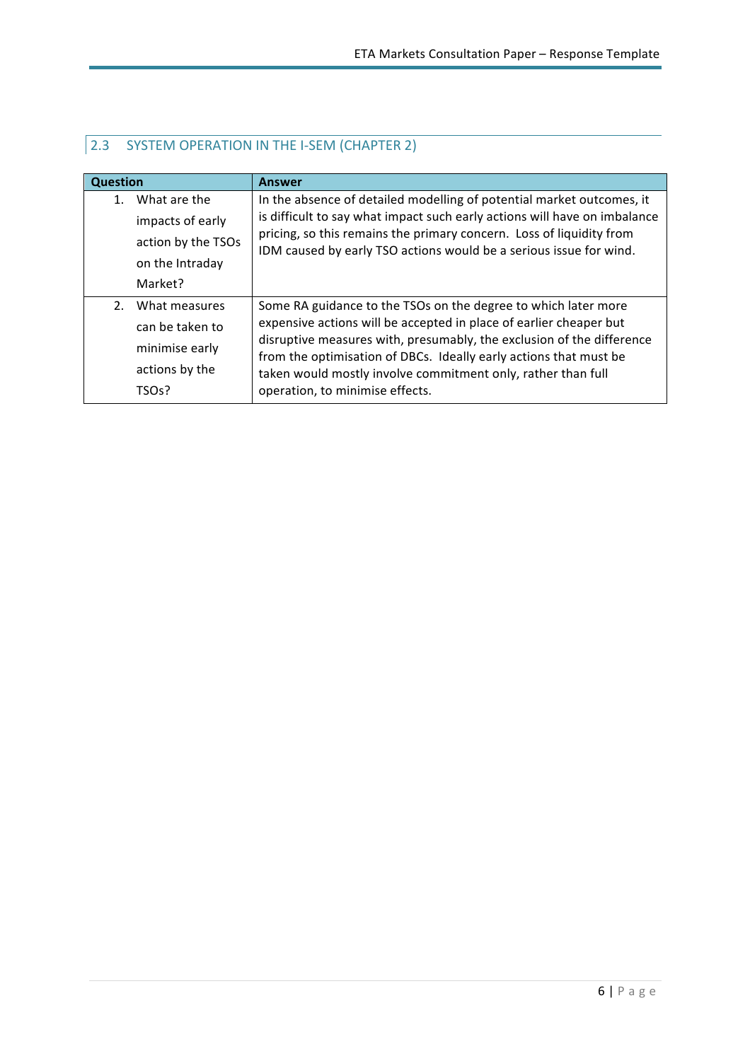## 2.3 SYSTEM OPERATION IN THE I-SEM (CHAPTER 2)

| Question | Answer |
|---|---|
| 1. What are the impacts of early action by the TSOs on the Intraday Market? | In the absence of detailed modelling of potential market outcomes, it is difficult to say what impact such early actions will have on imbalance pricing, so this remains the primary concern. Loss of liquidity from IDM caused by early TSO actions would be a serious issue for wind. |
| 2. What measures can be taken to minimise early actions by the TSOs? | Some RA guidance to the TSOs on the degree to which later more expensive actions will be accepted in place of earlier cheaper but disruptive measures with, presumably, the exclusion of the difference from the optimisation of DBCs. Ideally early actions that must be taken would mostly involve commitment only, rather than full operation, to minimise effects. |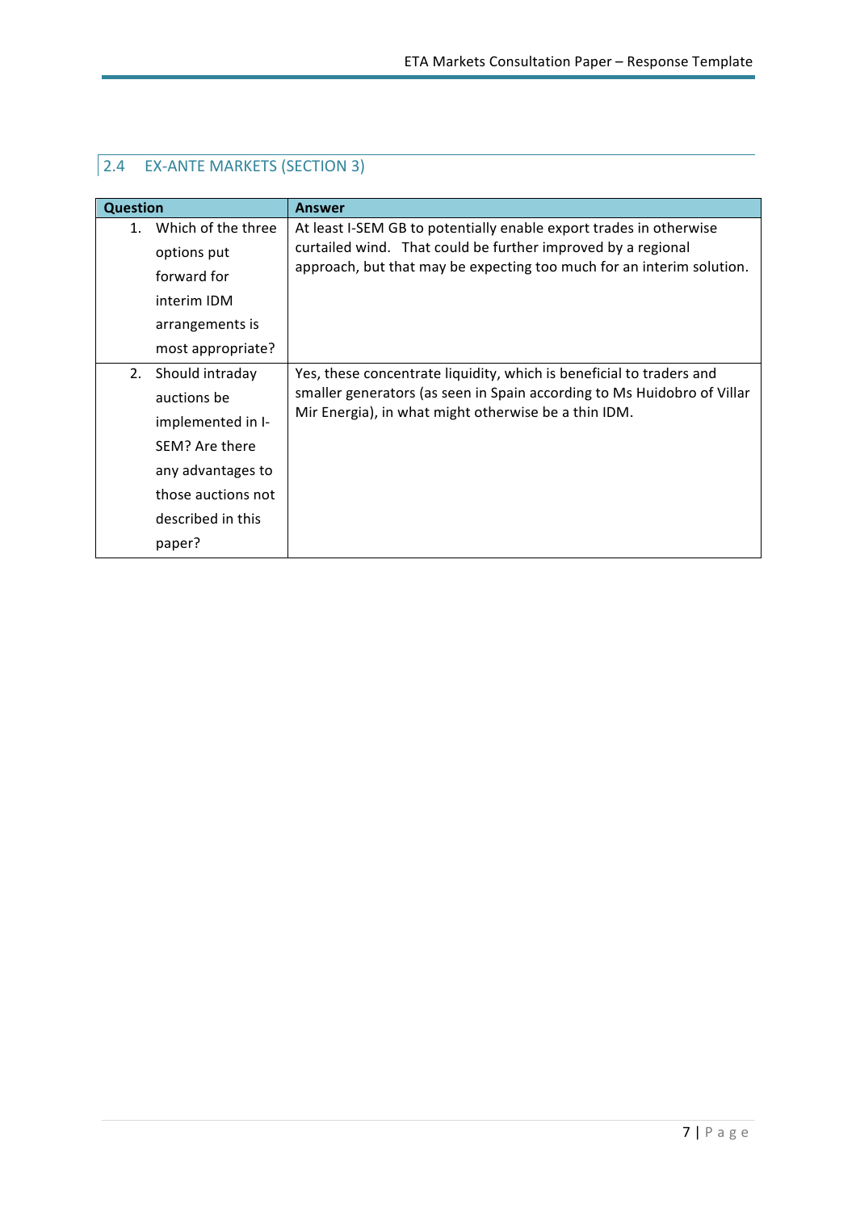## 2.4 EX-ANTE MARKETS (SECTION 3)

| Question | Answer |
|---|---|
| 1. Which of the three options put forward for interim IDM arrangements is most appropriate? | At least I-SEM GB to potentially enable export trades in otherwise curtailed wind. That could be further improved by a regional approach, but that may be expecting too much for an interim solution. |
| 2. Should intraday auctions be implemented in I-SEM? Are there any advantages to those auctions not described in this paper? | Yes, these concentrate liquidity, which is beneficial to traders and smaller generators (as seen in Spain according to Ms Huidobro of Villar Mir Energia), in what might otherwise be a thin IDM. |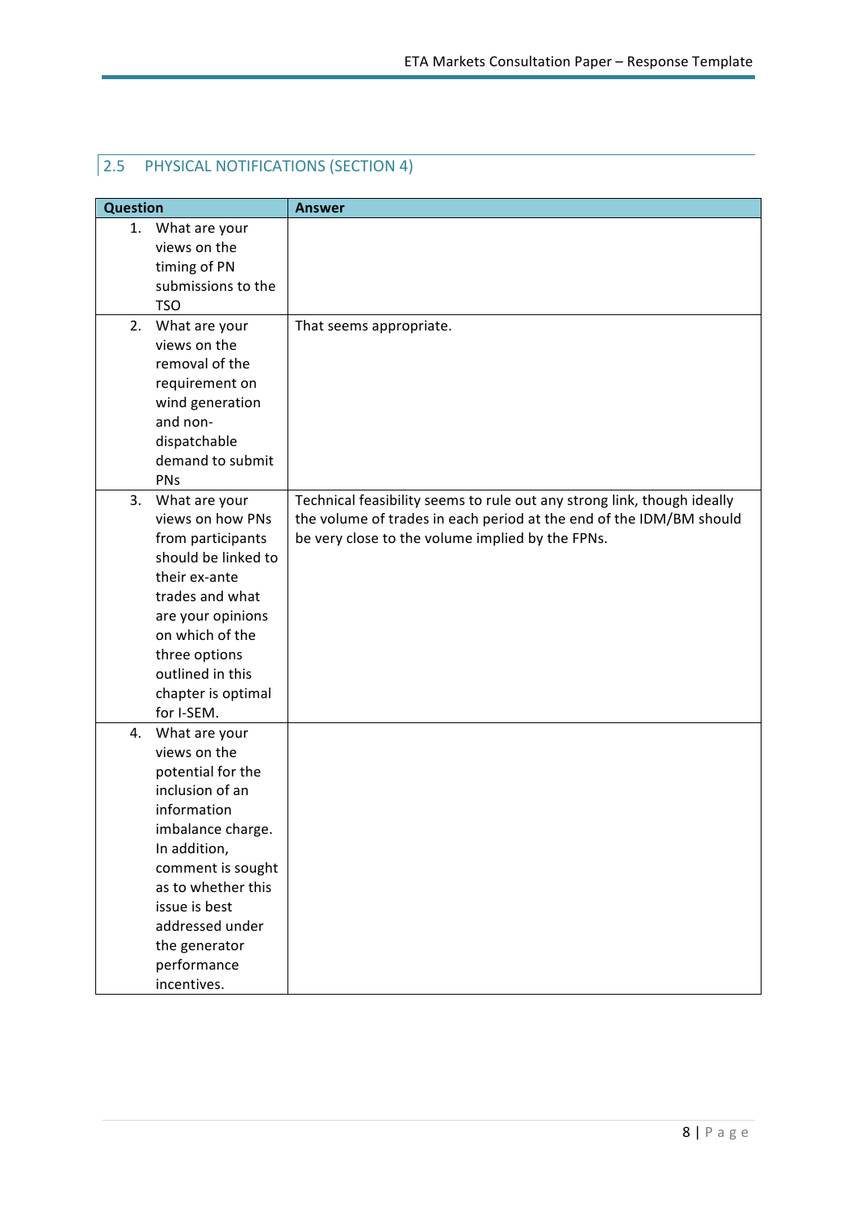## 2.5 PHYSICAL NOTIFICATIONS (SECTION 4)

| Question | Answer |
|---|---|
| 1. What are your views on the timing of PN submissions to the TSO | |
| 2. What are your views on the removal of the requirement on wind generation and non-dispatchable demand to submit PNs | That seems appropriate. |
| 3. What are your views on how PNs from participants should be linked to their ex-ante trades and what are your opinions on which of the three options outlined in this chapter is optimal for I-SEM. | Technical feasibility seems to rule out any strong link, though ideally the volume of trades in each period at the end of the IDM/BM should be very close to the volume implied by the FPNs. |
| 4. What are your views on the potential for the inclusion of an information imbalance charge. In addition, comment is sought as to whether this issue is best addressed under the generator performance incentives. | |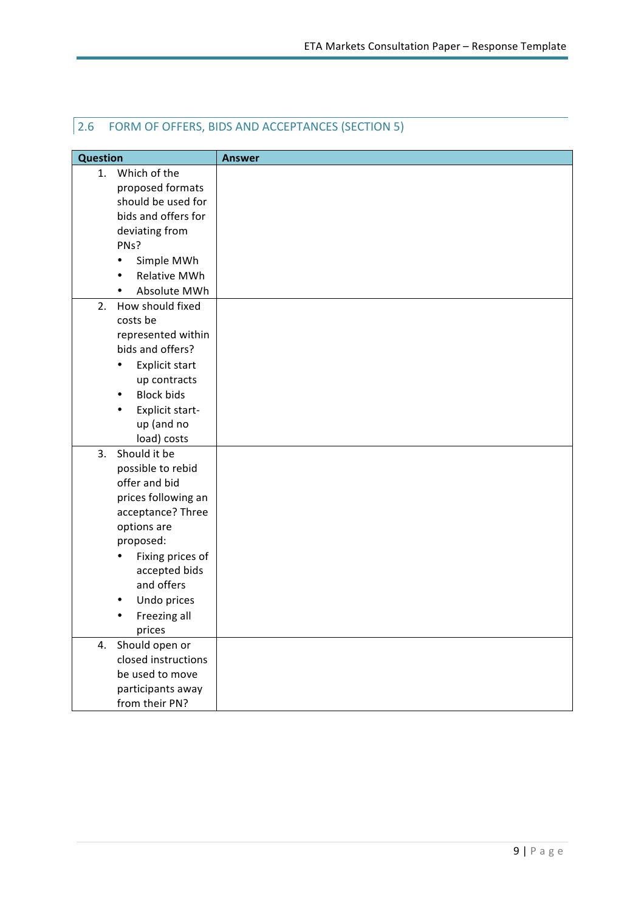## 2.6 FORM OF OFFERS, BIDS AND ACCEPTANCES (SECTION 5)

| Question | Answer |
|---|---|
| 1. Which of the proposed formats should be used for bids and offers for deviating from PNs?<br>• Simple MWh<br>• Relative MWh<br>• Absolute MWh | |
| 2. How should fixed costs be represented within bids and offers?<br>• Explicit start up contracts<br>• Block bids<br>• Explicit start-up (and no load) costs | |
| 3. Should it be possible to rebid offer and bid prices following an acceptance? Three options are proposed:<br>• Fixing prices of accepted bids and offers<br>• Undo prices<br>• Freezing all prices | |
| 4. Should open or closed instructions be used to move participants away from their PN? | |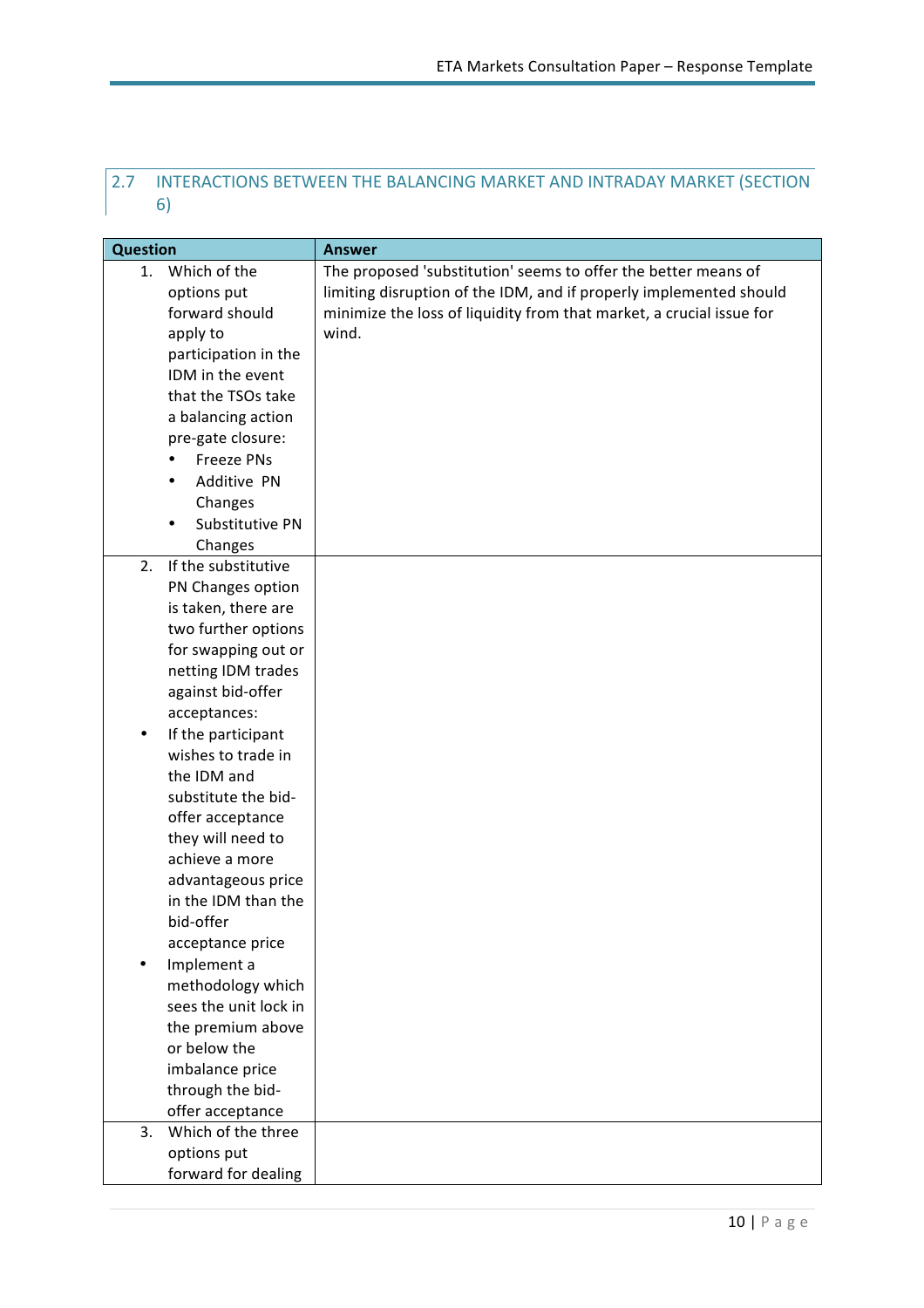## 2.7 INTERACTIONS BETWEEN THE BALANCING MARKET AND INTRADAY MARKET (SECTION 6)

| Question | Answer |
|---|---|
| 1. Which of the options put forward should apply to participation in the IDM in the event that the TSOs take a balancing action pre-gate closure:<br>• Freeze PNs<br>• Additive PN Changes<br>• Substitutive PN Changes | The proposed 'substitution' seems to offer the better means of limiting disruption of the IDM, and if properly implemented should minimize the loss of liquidity from that market, a crucial issue for wind. |
| 2. If the substitutive PN Changes option is taken, there are two further options for swapping out or netting IDM trades against bid-offer acceptances:<br>• If the participant wishes to trade in the IDM and substitute the bid-offer acceptance they will need to achieve a more advantageous price in the IDM than the bid-offer acceptance price<br>• Implement a methodology which sees the unit lock in the premium above or below the imbalance price through the bid-offer acceptance | |
| 3. Which of the three options put forward for dealing | |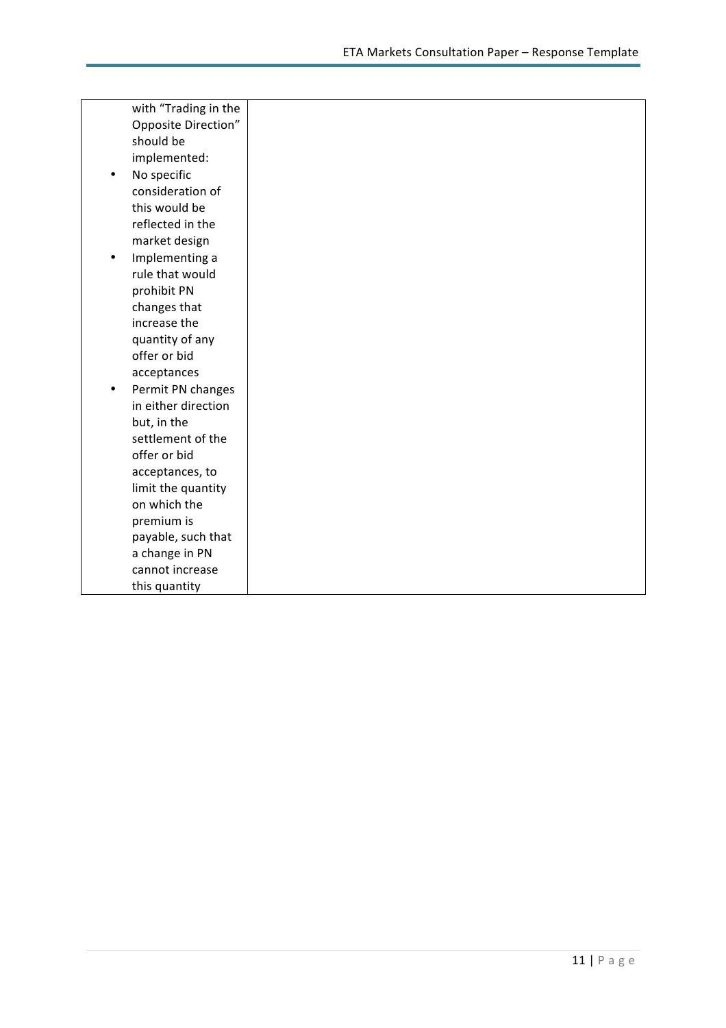| with “Trading in the Opposite Direction” should be implemented:<br>• No specific consideration of this would be reflected in the market design<br>• Implementing a rule that would prohibit PN changes that increase the quantity of any offer or bid acceptances<br>• Permit PN changes in either direction but, in the settlement of the offer or bid acceptances, to limit the quantity on which the premium is payable, such that a change in PN cannot increase this quantity | |
|---|---|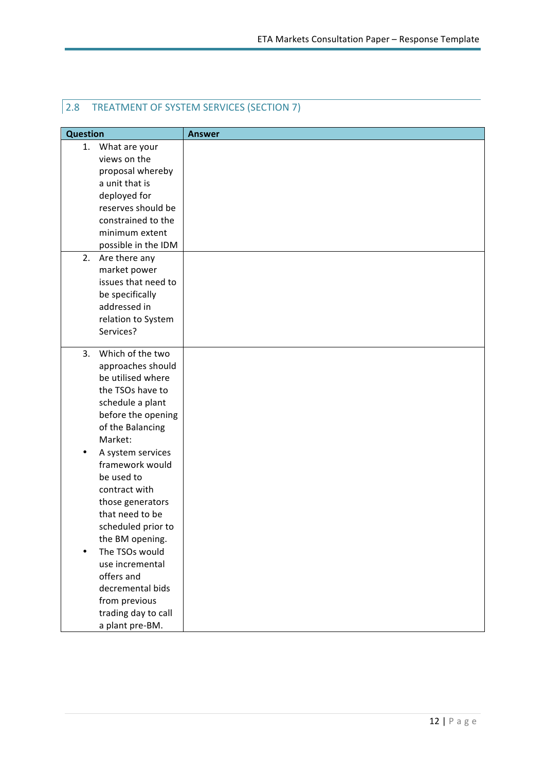## 2.8 TREATMENT OF SYSTEM SERVICES (SECTION 7)

| Question | Answer |
| --- | --- |
| 1. What are your views on the proposal whereby a unit that is deployed for reserves should be constrained to the minimum extent possible in the IDM | |
| 2. Are there any market power issues that need to be specifically addressed in relation to System Services? | |
| 3. Which of the two approaches should be utilised where the TSOs have to schedule a plant before the opening of the Balancing Market: • A system services framework would be used to contract with those generators that need to be scheduled prior to the BM opening. • The TSOs would use incremental offers and decremental bids from previous trading day to call a plant pre-BM. | |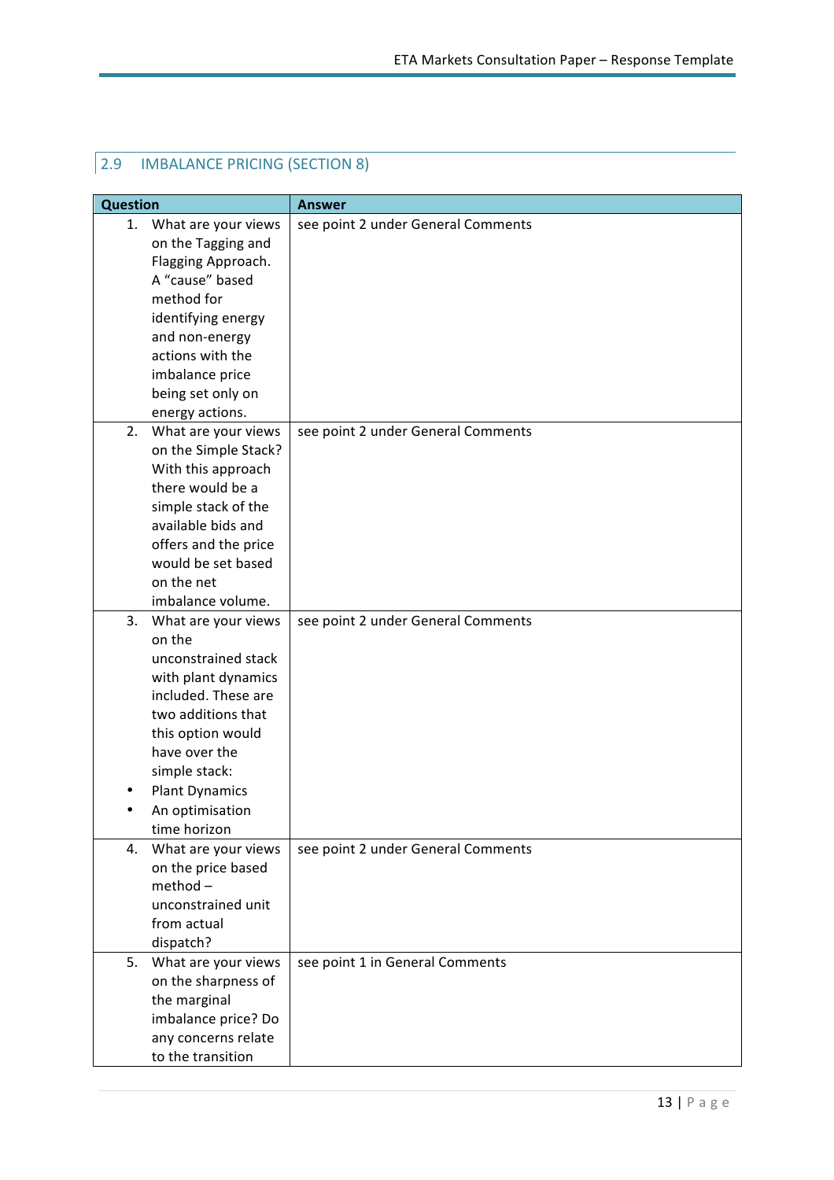## 2.9 IMBALANCE PRICING (SECTION 8)

| Question | Answer |
|---|---|
| 1. What are your views on the Tagging and Flagging Approach. A "cause" based method for identifying energy and non-energy actions with the imbalance price being set only on energy actions. | see point 2 under General Comments |
| 2. What are your views on the Simple Stack? With this approach there would be a simple stack of the available bids and offers and the price would be set based on the net imbalance volume. | see point 2 under General Comments |
| 3. What are your views on the unconstrained stack with plant dynamics included. These are two additions that this option would have over the simple stack: • Plant Dynamics • An optimisation time horizon | see point 2 under General Comments |
| 4. What are your views on the price based method – unconstrained unit from actual dispatch? | see point 2 under General Comments |
| 5. What are your views on the sharpness of the marginal imbalance price? Do any concerns relate to the transition | see point 1 in General Comments |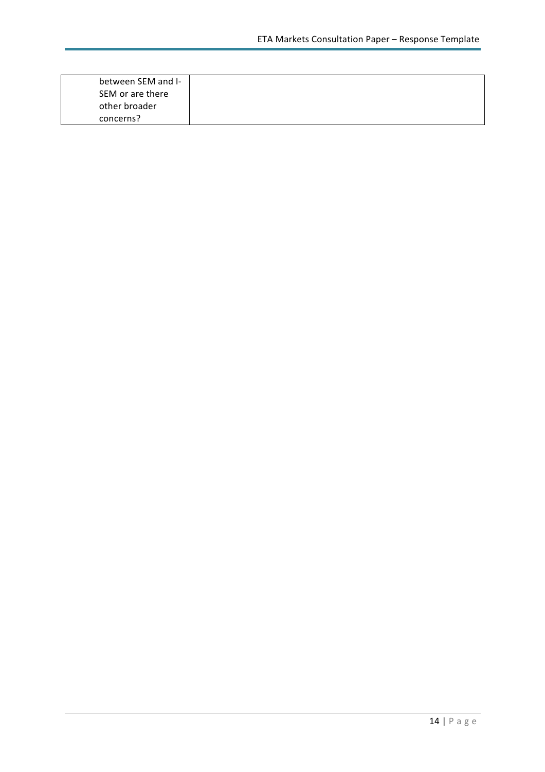| between SEM and I-SEM or are there other broader concerns? | |
| --- | --- |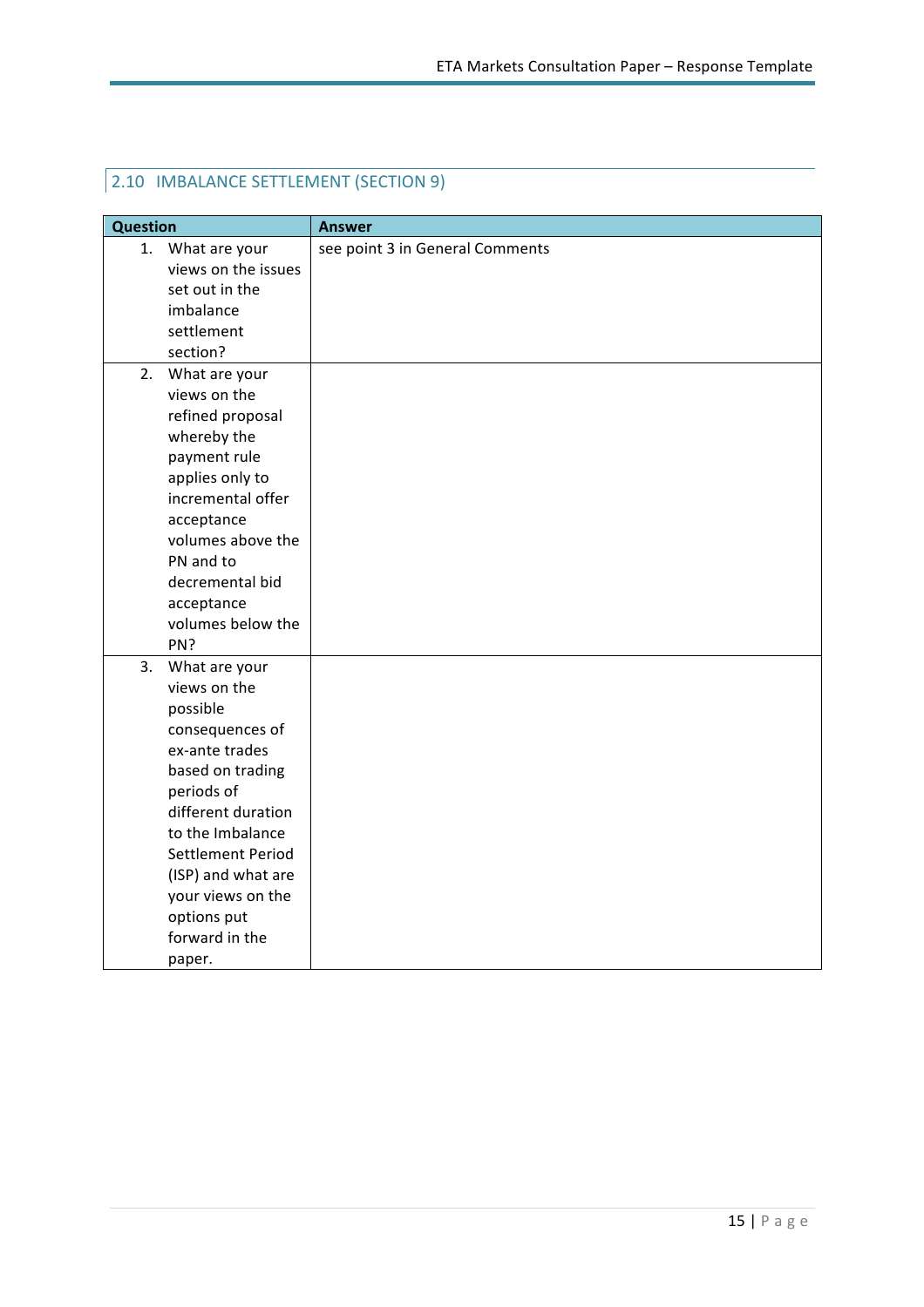## 2.10 IMBALANCE SETTLEMENT (SECTION 9)

| Question | Answer |
|---|---|
| 1. What are your views on the issues set out in the imbalance settlement section? | see point 3 in General Comments |
| 2. What are your views on the refined proposal whereby the payment rule applies only to incremental offer acceptance volumes above the PN and to decremental bid acceptance volumes below the PN? | |
| 3. What are your views on the possible consequences of ex-ante trades based on trading periods of different duration to the Imbalance Settlement Period (ISP) and what are your views on the options put forward in the paper. | |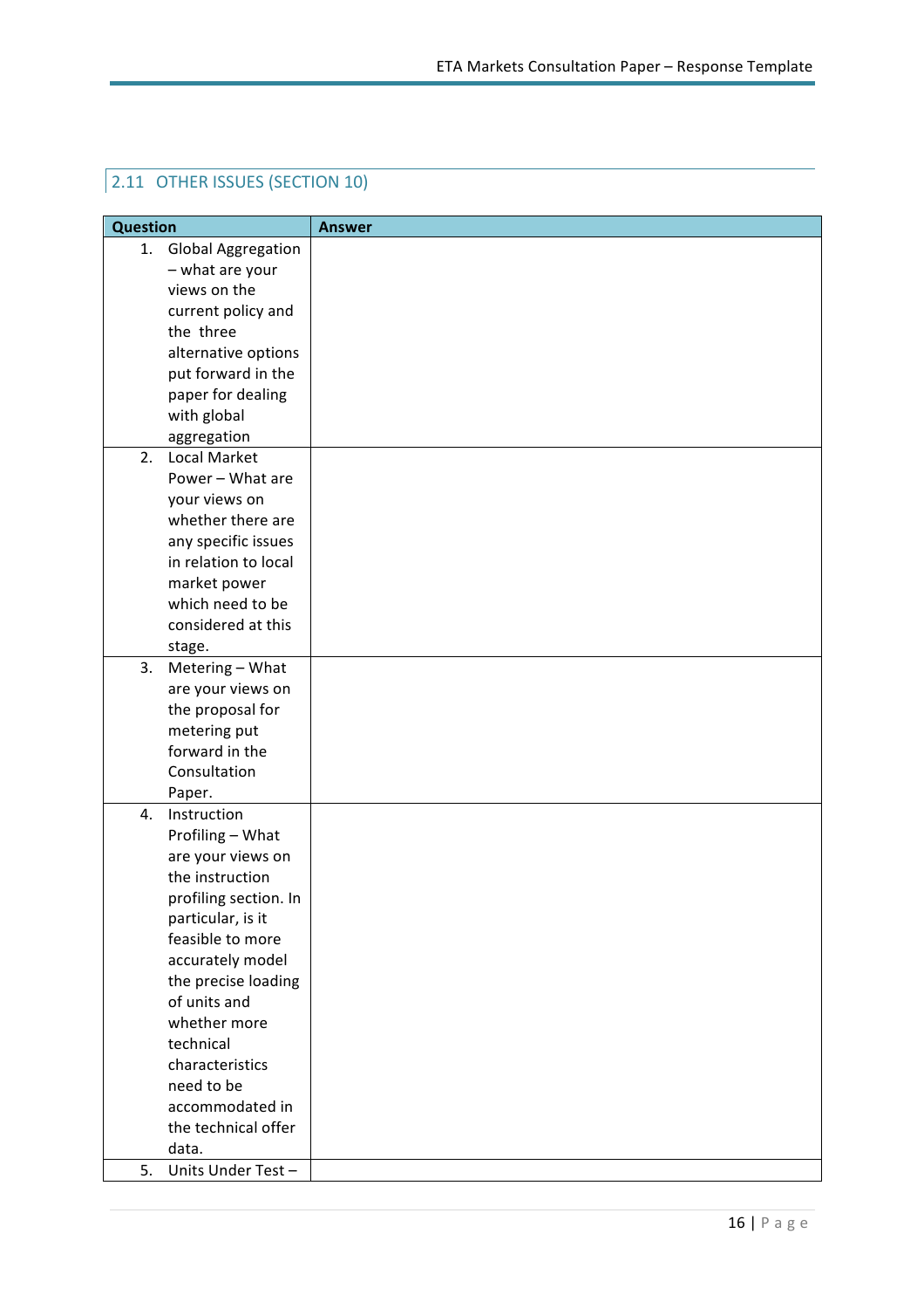## 2.11 OTHER ISSUES (SECTION 10)

| Question | Answer |
|---|---|
| 1. Global Aggregation – what are your views on the current policy and the three alternative options put forward in the paper for dealing with global aggregation | |
| 2. Local Market Power – What are your views on whether there are any specific issues in relation to local market power which need to be considered at this stage. | |
| 3. Metering – What are your views on the proposal for metering put forward in the Consultation Paper. | |
| 4. Instruction Profiling – What are your views on the instruction profiling section. In particular, is it feasible to more accurately model the precise loading of units and whether more technical characteristics need to be accommodated in the technical offer data. | |
| 5. Units Under Test – | |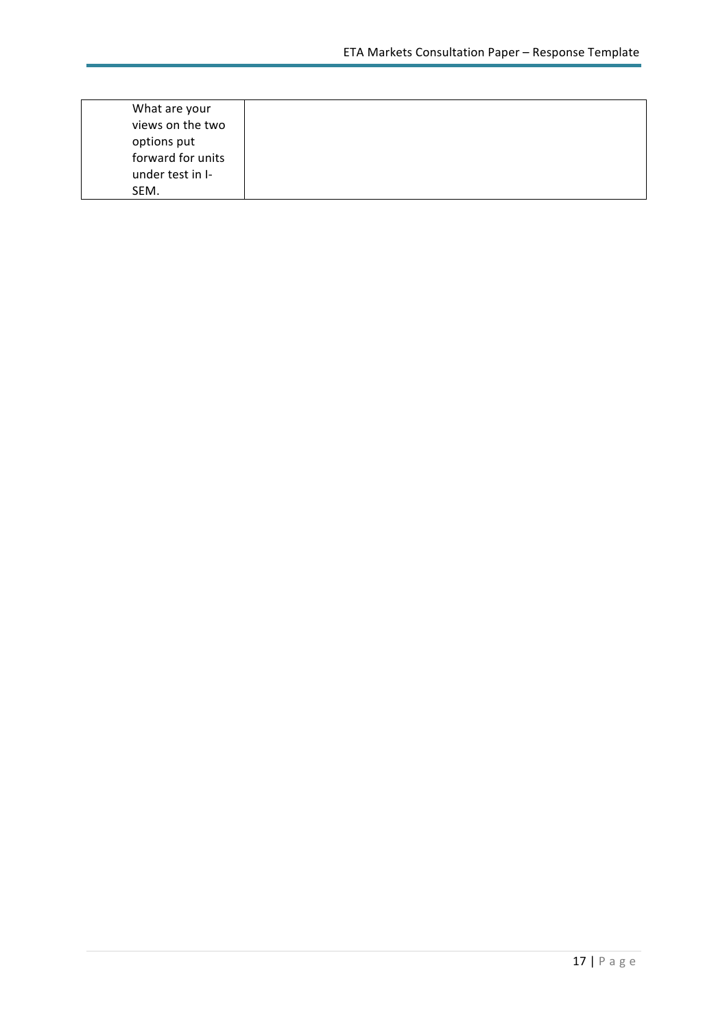| | |
|---|---|
| What are your views on the two options put forward for units under test in I-SEM. | |